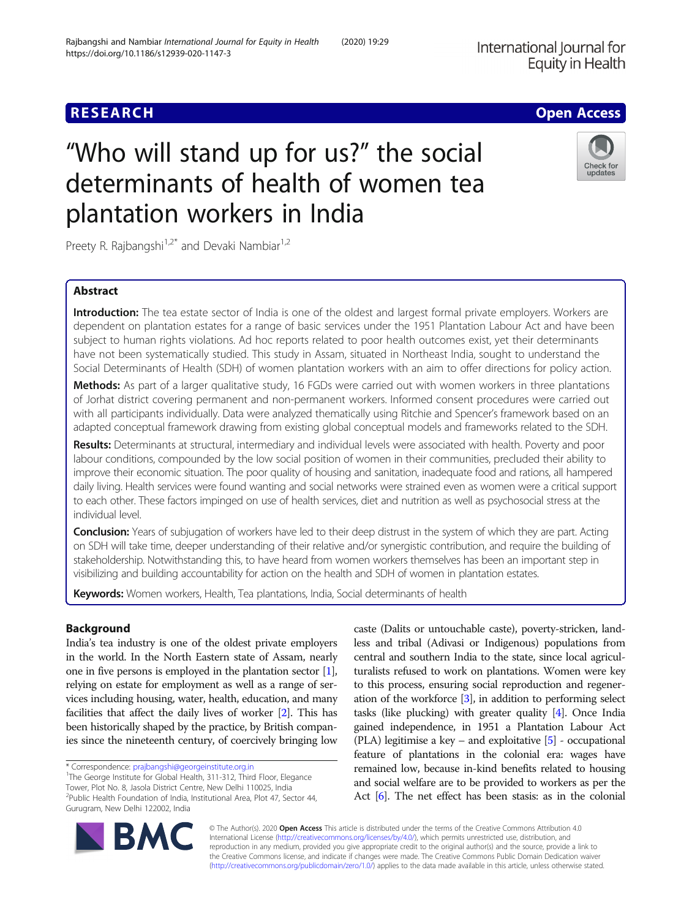# "Who will stand up for us?" the social determinants of health of women tea plantation workers in India

Preety R. Rajbangshi[1,2*] and Devaki Nambiar[1,2]

## Abstract

**Introduction:** The tea estate sector of India is one of the oldest and largest formal private employers. Workers are dependent on plantation estates for a range of basic services under the 1951 Plantation Labour Act and have been subject to human rights violations. Ad hoc reports related to poor health outcomes exist, yet their determinants have not been systematically studied. This study in Assam, situated in Northeast India, sought to understand the Social Determinants of Health (SDH) of women plantation workers with an aim to offer directions for policy action.

**Methods:** As part of a larger qualitative study, 16 FGDs were carried out with women workers in three plantations of Jorhat district covering permanent and non-permanent workers. Informed consent procedures were carried out with all participants individually. Data were analyzed thematically using Ritchie and Spencer's framework based on an adapted conceptual framework drawing from existing global conceptual models and frameworks related to the SDH.

**Results:** Determinants at structural, intermediary and individual levels were associated with health. Poverty and poor labour conditions, compounded by the low social position of women in their communities, precluded their ability to improve their economic situation. The poor quality of housing and sanitation, inadequate food and rations, all hampered daily living. Health services were found wanting and social networks were strained even as women were a critical support to each other. These factors impinged on use of health services, diet and nutrition as well as psychosocial stress at the individual level.

**Conclusion:** Years of subjugation of workers have led to their deep distrust in the system of which they are part. Acting on SDH will take time, deeper understanding of their relative and/or synergistic contribution, and require the building of stakeholdership. Notwithstanding this, to have heard from women workers themselves has been an important step in visibilizing and building accountability for action on the health and SDH of women in plantation estates.

**Keywords:** Women workers, Health, Tea plantations, India, Social determinants of health

## Background

India's tea industry is one of the oldest private employers in the world. In the North Eastern state of Assam, nearly one in five persons is employed in the plantation sector [1], relying on estate for employment as well as a range of services including housing, water, health, education, and many facilities that affect the daily lives of worker [2]. This has been historically shaped by the practice, by British companies since the nineteenth century, of coercively bringing low caste (Dalits or untouchable caste), poverty-stricken, landless and tribal (Adivasi or Indigenous) populations from central and southern India to the state, since local agriculturalists refused to work on plantations. Women were key to this process, ensuring social reproduction and regeneration of the workforce [3], in addition to performing select tasks (like plucking) with greater quality [4]. Once India gained independence, in 1951 a Plantation Labour Act (PLA) legitimise a key – and exploitative [5] - occupational feature of plantations in the colonial era: wages have remained low, because in-kind benefits related to housing and social welfare are to be provided to workers as per the Act [6]. The net effect has been stasis: as in the colonial

\* Correspondence: prajbangshi@georgeinstitute.org.in
[1]The George Institute for Global Health, 311-312, Third Floor, Elegance Tower, Plot No. 8, Jasola District Centre, New Delhi 110025, India
[2]Public Health Foundation of India, Institutional Area, Plot 47, Sector 44, Gurugram, New Delhi 122002, India

© The Author(s). 2020 **Open Access** This article is distributed under the terms of the Creative Commons Attribution 4.0 International License (http://creativecommons.org/licenses/by/4.0/), which permits unrestricted use, distribution, and reproduction in any medium, provided you give appropriate credit to the original author(s) and the source, provide a link to the Creative Commons license, and indicate if changes were made. The Creative Commons Public Domain Dedication waiver (http://creativecommons.org/publicdomain/zero/1.0/) applies to the data made available in this article, unless otherwise stated.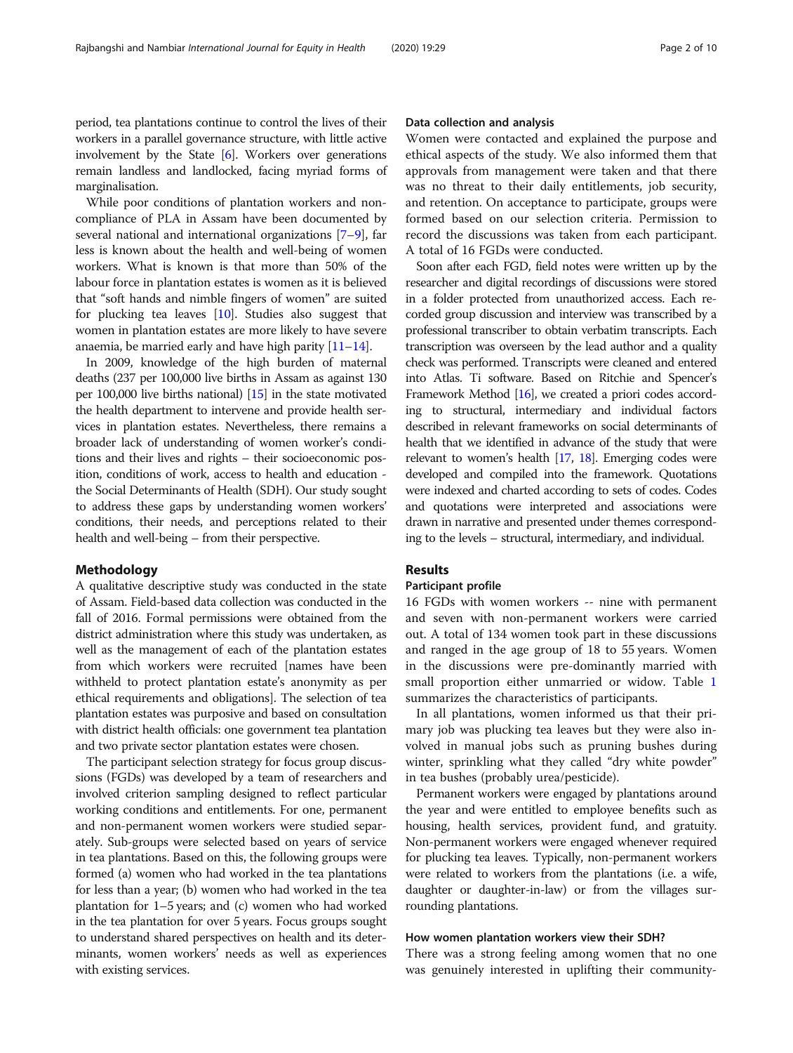period, tea plantations continue to control the lives of their workers in a parallel governance structure, with little active involvement by the State [6]. Workers over generations remain landless and landlocked, facing myriad forms of marginalisation.

While poor conditions of plantation workers and non-compliance of PLA in Assam have been documented by several national and international organizations [7–9], far less is known about the health and well-being of women workers. What is known is that more than 50% of the labour force in plantation estates is women as it is believed that "soft hands and nimble fingers of women" are suited for plucking tea leaves [10]. Studies also suggest that women in plantation estates are more likely to have severe anaemia, be married early and have high parity [11–14].

In 2009, knowledge of the high burden of maternal deaths (237 per 100,000 live births in Assam as against 130 per 100,000 live births national) [15] in the state motivated the health department to intervene and provide health services in plantation estates. Nevertheless, there remains a broader lack of understanding of women worker's conditions and their lives and rights – their socioeconomic position, conditions of work, access to health and education - the Social Determinants of Health (SDH). Our study sought to address these gaps by understanding women workers' conditions, their needs, and perceptions related to their health and well-being – from their perspective.

## Methodology

A qualitative descriptive study was conducted in the state of Assam. Field-based data collection was conducted in the fall of 2016. Formal permissions were obtained from the district administration where this study was undertaken, as well as the management of each of the plantation estates from which workers were recruited [names have been withheld to protect plantation estate's anonymity as per ethical requirements and obligations]. The selection of tea plantation estates was purposive and based on consultation with district health officials: one government tea plantation and two private sector plantation estates were chosen.

The participant selection strategy for focus group discussions (FGDs) was developed by a team of researchers and involved criterion sampling designed to reflect particular working conditions and entitlements. For one, permanent and non-permanent women workers were studied separately. Sub-groups were selected based on years of service in tea plantations. Based on this, the following groups were formed (a) women who had worked in the tea plantations for less than a year; (b) women who had worked in the tea plantation for 1–5 years; and (c) women who had worked in the tea plantation for over 5 years. Focus groups sought to understand shared perspectives on health and its determinants, women workers' needs as well as experiences with existing services.

### Data collection and analysis

Women were contacted and explained the purpose and ethical aspects of the study. We also informed them that approvals from management were taken and that there was no threat to their daily entitlements, job security, and retention. On acceptance to participate, groups were formed based on our selection criteria. Permission to record the discussions was taken from each participant. A total of 16 FGDs were conducted.

Soon after each FGD, field notes were written up by the researcher and digital recordings of discussions were stored in a folder protected from unauthorized access. Each recorded group discussion and interview was transcribed by a professional transcriber to obtain verbatim transcripts. Each transcription was overseen by the lead author and a quality check was performed. Transcripts were cleaned and entered into Atlas. Ti software. Based on Ritchie and Spencer's Framework Method [16], we created a priori codes according to structural, intermediary and individual factors described in relevant frameworks on social determinants of health that we identified in advance of the study that were relevant to women's health [17, 18]. Emerging codes were developed and compiled into the framework. Quotations were indexed and charted according to sets of codes. Codes and quotations were interpreted and associations were drawn in narrative and presented under themes corresponding to the levels – structural, intermediary, and individual.

## Results

### Participant profile

16 FGDs with women workers -- nine with permanent and seven with non-permanent workers were carried out. A total of 134 women took part in these discussions and ranged in the age group of 18 to 55 years. Women in the discussions were pre-dominantly married with small proportion either unmarried or widow. Table 1 summarizes the characteristics of participants.

In all plantations, women informed us that their primary job was plucking tea leaves but they were also involved in manual jobs such as pruning bushes during winter, sprinkling what they called "dry white powder" in tea bushes (probably urea/pesticide).

Permanent workers were engaged by plantations around the year and were entitled to employee benefits such as housing, health services, provident fund, and gratuity. Non-permanent workers were engaged whenever required for plucking tea leaves. Typically, non-permanent workers were related to workers from the plantations (i.e. a wife, daughter or daughter-in-law) or from the villages surrounding plantations.

### How women plantation workers view their SDH?

There was a strong feeling among women that no one was genuinely interested in uplifting their community-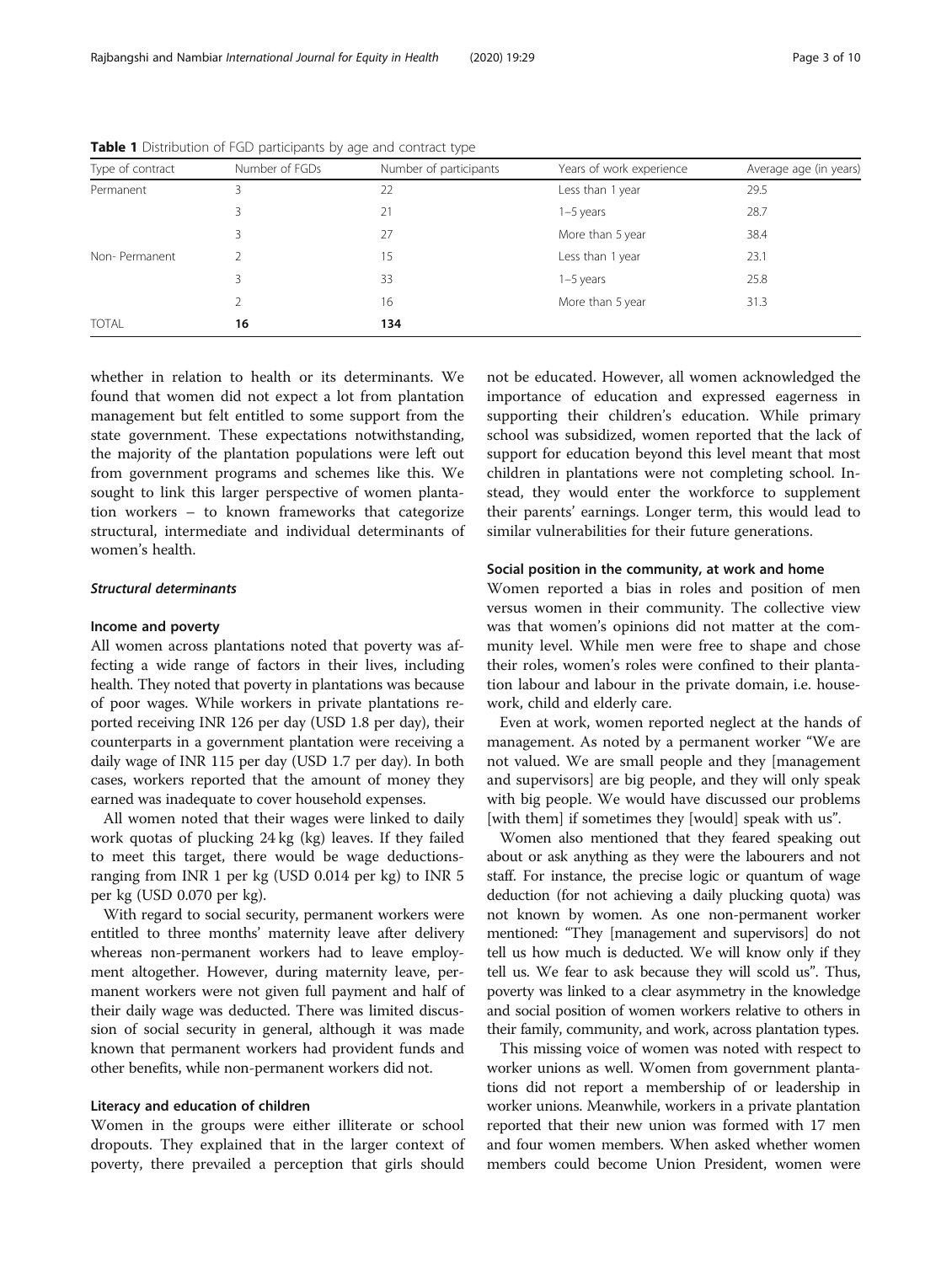**Table 1** Distribution of FGD participants by age and contract type

| Type of contract | Number of FGDs | Number of participants | Years of work experience | Average age (in years) |
|---|---|---|---|---|
| Permanent | 3 | 22 | Less than 1 year | 29.5 |
| | 3 | 21 | 1–5 years | 28.7 |
| | 3 | 27 | More than 5 year | 38.4 |
| Non- Permanent | 2 | 15 | Less than 1 year | 23.1 |
| | 3 | 33 | 1–5 years | 25.8 |
| | 2 | 16 | More than 5 year | 31.3 |
| TOTAL | **16** | **134** | | |

whether in relation to health or its determinants. We found that women did not expect a lot from plantation management but felt entitled to some support from the state government. These expectations notwithstanding, the majority of the plantation populations were left out from government programs and schemes like this. We sought to link this larger perspective of women plantation workers – to known frameworks that categorize structural, intermediate and individual determinants of women's health.

### *Structural determinants*

#### Income and poverty

All women across plantations noted that poverty was affecting a wide range of factors in their lives, including health. They noted that poverty in plantations was because of poor wages. While workers in private plantations reported receiving INR 126 per day (USD 1.8 per day), their counterparts in a government plantation were receiving a daily wage of INR 115 per day (USD 1.7 per day). In both cases, workers reported that the amount of money they earned was inadequate to cover household expenses.

All women noted that their wages were linked to daily work quotas of plucking 24 kg (kg) leaves. If they failed to meet this target, there would be wage deductions-ranging from INR 1 per kg (USD 0.014 per kg) to INR 5 per kg (USD 0.070 per kg).

With regard to social security, permanent workers were entitled to three months' maternity leave after delivery whereas non-permanent workers had to leave employment altogether. However, during maternity leave, permanent workers were not given full payment and half of their daily wage was deducted. There was limited discussion of social security in general, although it was made known that permanent workers had provident funds and other benefits, while non-permanent workers did not.

#### Literacy and education of children

Women in the groups were either illiterate or school dropouts. They explained that in the larger context of poverty, there prevailed a perception that girls should not be educated. However, all women acknowledged the importance of education and expressed eagerness in supporting their children's education. While primary school was subsidized, women reported that the lack of support for education beyond this level meant that most children in plantations were not completing school. Instead, they would enter the workforce to supplement their parents' earnings. Longer term, this would lead to similar vulnerabilities for their future generations.

#### Social position in the community, at work and home

Women reported a bias in roles and position of men versus women in their community. The collective view was that women's opinions did not matter at the community level. While men were free to shape and chose their roles, women's roles were confined to their plantation labour and labour in the private domain, i.e. housework, child and elderly care.

Even at work, women reported neglect at the hands of management. As noted by a permanent worker "We are not valued. We are small people and they [management and supervisors] are big people, and they will only speak with big people. We would have discussed our problems [with them] if sometimes they [would] speak with us".

Women also mentioned that they feared speaking out about or ask anything as they were the labourers and not staff. For instance, the precise logic or quantum of wage deduction (for not achieving a daily plucking quota) was not known by women. As one non-permanent worker mentioned: "They [management and supervisors] do not tell us how much is deducted. We will know only if they tell us. We fear to ask because they will scold us". Thus, poverty was linked to a clear asymmetry in the knowledge and social position of women workers relative to others in their family, community, and work, across plantation types.

This missing voice of women was noted with respect to worker unions as well. Women from government plantations did not report a membership of or leadership in worker unions. Meanwhile, workers in a private plantation reported that their new union was formed with 17 men and four women members. When asked whether women members could become Union President, women were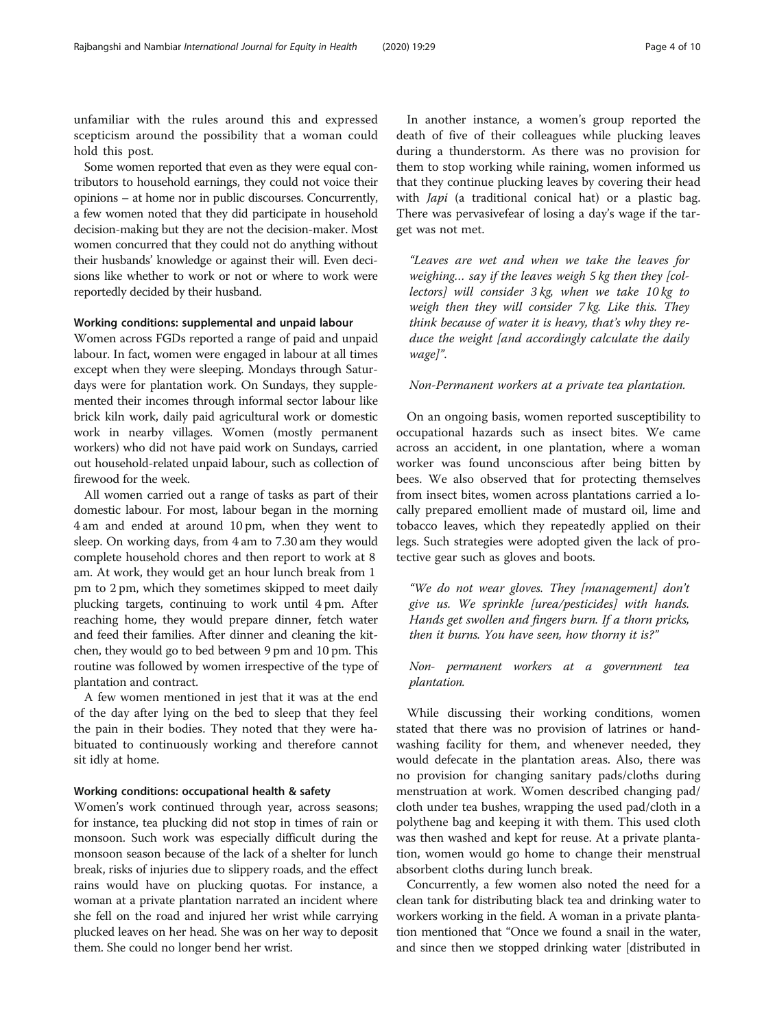unfamiliar with the rules around this and expressed scepticism around the possibility that a woman could hold this post.

Some women reported that even as they were equal contributors to household earnings, they could not voice their opinions – at home nor in public discourses. Concurrently, a few women noted that they did participate in household decision-making but they are not the decision-maker. Most women concurred that they could not do anything without their husbands' knowledge or against their will. Even decisions like whether to work or not or where to work were reportedly decided by their husband.

#### Working conditions: supplemental and unpaid labour

Women across FGDs reported a range of paid and unpaid labour. In fact, women were engaged in labour at all times except when they were sleeping. Mondays through Saturdays were for plantation work. On Sundays, they supplemented their incomes through informal sector labour like brick kiln work, daily paid agricultural work or domestic work in nearby villages. Women (mostly permanent workers) who did not have paid work on Sundays, carried out household-related unpaid labour, such as collection of firewood for the week.

All women carried out a range of tasks as part of their domestic labour. For most, labour began in the morning 4 am and ended at around 10 pm, when they went to sleep. On working days, from 4 am to 7.30 am they would complete household chores and then report to work at 8 am. At work, they would get an hour lunch break from 1 pm to 2 pm, which they sometimes skipped to meet daily plucking targets, continuing to work until 4 pm. After reaching home, they would prepare dinner, fetch water and feed their families. After dinner and cleaning the kitchen, they would go to bed between 9 pm and 10 pm. This routine was followed by women irrespective of the type of plantation and contract.

A few women mentioned in jest that it was at the end of the day after lying on the bed to sleep that they feel the pain in their bodies. They noted that they were habituated to continuously working and therefore cannot sit idly at home.

#### Working conditions: occupational health & safety

Women's work continued through year, across seasons; for instance, tea plucking did not stop in times of rain or monsoon. Such work was especially difficult during the monsoon season because of the lack of a shelter for lunch break, risks of injuries due to slippery roads, and the effect rains would have on plucking quotas. For instance, a woman at a private plantation narrated an incident where she fell on the road and injured her wrist while carrying plucked leaves on her head. She was on her way to deposit them. She could no longer bend her wrist.

In another instance, a women's group reported the death of five of their colleagues while plucking leaves during a thunderstorm. As there was no provision for them to stop working while raining, women informed us that they continue plucking leaves by covering their head with *Japi* (a traditional conical hat) or a plastic bag. There was pervasivefear of losing a day's wage if the target was not met.

> *"Leaves are wet and when we take the leaves for weighing… say if the leaves weigh 5 kg then they [collectors] will consider 3 kg, when we take 10 kg to weigh then they will consider 7 kg. Like this. They think because of water it is heavy, that's why they reduce the weight [and accordingly calculate the daily wage]".*
>
> *Non-Permanent workers at a private tea plantation.*

On an ongoing basis, women reported susceptibility to occupational hazards such as insect bites. We came across an accident, in one plantation, where a woman worker was found unconscious after being bitten by bees. We also observed that for protecting themselves from insect bites, women across plantations carried a locally prepared emollient made of mustard oil, lime and tobacco leaves, which they repeatedly applied on their legs. Such strategies were adopted given the lack of protective gear such as gloves and boots.

> *"We do not wear gloves. They [management] don't give us. We sprinkle [urea/pesticides] with hands. Hands get swollen and fingers burn. If a thorn pricks, then it burns. You have seen, how thorny it is?"*
>
> *Non- permanent workers at a government tea plantation.*

While discussing their working conditions, women stated that there was no provision of latrines or handwashing facility for them, and whenever needed, they would defecate in the plantation areas. Also, there was no provision for changing sanitary pads/cloths during menstruation at work. Women described changing pad/cloth under tea bushes, wrapping the used pad/cloth in a polythene bag and keeping it with them. This used cloth was then washed and kept for reuse. At a private plantation, women would go home to change their menstrual absorbent cloths during lunch break.

Concurrently, a few women also noted the need for a clean tank for distributing black tea and drinking water to workers working in the field. A woman in a private plantation mentioned that "Once we found a snail in the water, and since then we stopped drinking water [distributed in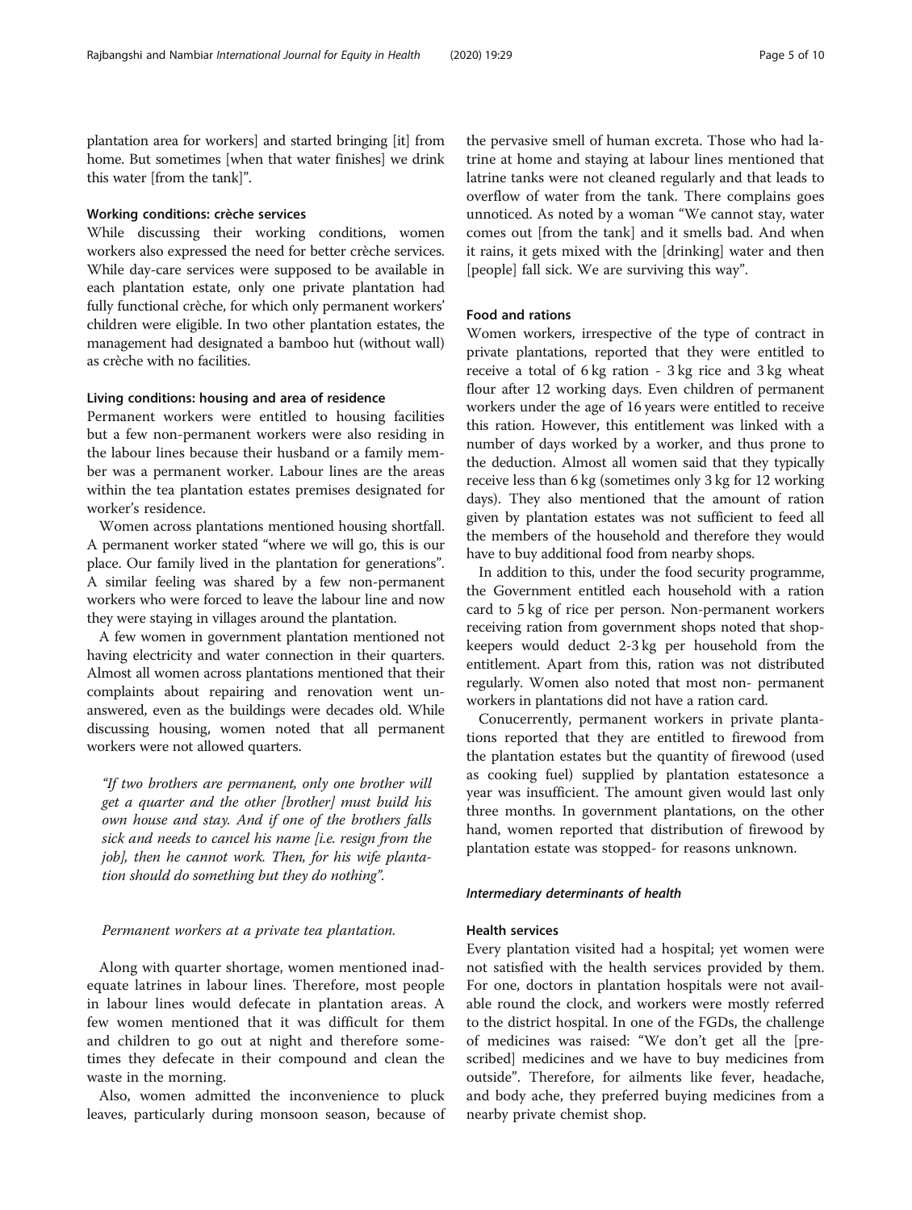plantation area for workers] and started bringing [it] from home. But sometimes [when that water finishes] we drink this water [from the tank]".

#### Working conditions: crèche services

While discussing their working conditions, women workers also expressed the need for better crèche services. While day-care services were supposed to be available in each plantation estate, only one private plantation had fully functional crèche, for which only permanent workers' children were eligible. In two other plantation estates, the management had designated a bamboo hut (without wall) as crèche with no facilities.

#### Living conditions: housing and area of residence

Permanent workers were entitled to housing facilities but a few non-permanent workers were also residing in the labour lines because their husband or a family member was a permanent worker. Labour lines are the areas within the tea plantation estates premises designated for worker's residence.

Women across plantations mentioned housing shortfall. A permanent worker stated "where we will go, this is our place. Our family lived in the plantation for generations". A similar feeling was shared by a few non-permanent workers who were forced to leave the labour line and now they were staying in villages around the plantation.

A few women in government plantation mentioned not having electricity and water connection in their quarters. Almost all women across plantations mentioned that their complaints about repairing and renovation went unanswered, even as the buildings were decades old. While discussing housing, women noted that all permanent workers were not allowed quarters.

> *"If two brothers are permanent, only one brother will get a quarter and the other [brother] must build his own house and stay. And if one of the brothers falls sick and needs to cancel his name [i.e. resign from the job], then he cannot work. Then, for his wife plantation should do something but they do nothing".*
>
> *Permanent workers at a private tea plantation.*

Along with quarter shortage, women mentioned inadequate latrines in labour lines. Therefore, most people in labour lines would defecate in plantation areas. A few women mentioned that it was difficult for them and children to go out at night and therefore sometimes they defecate in their compound and clean the waste in the morning.

Also, women admitted the inconvenience to pluck leaves, particularly during monsoon season, because of the pervasive smell of human excreta. Those who had latrine at home and staying at labour lines mentioned that latrine tanks were not cleaned regularly and that leads to overflow of water from the tank. There complains goes unnoticed. As noted by a woman "We cannot stay, water comes out [from the tank] and it smells bad. And when it rains, it gets mixed with the [drinking] water and then [people] fall sick. We are surviving this way".

#### Food and rations

Women workers, irrespective of the type of contract in private plantations, reported that they were entitled to receive a total of 6 kg ration - 3 kg rice and 3 kg wheat flour after 12 working days. Even children of permanent workers under the age of 16 years were entitled to receive this ration. However, this entitlement was linked with a number of days worked by a worker, and thus prone to the deduction. Almost all women said that they typically receive less than 6 kg (sometimes only 3 kg for 12 working days). They also mentioned that the amount of ration given by plantation estates was not sufficient to feed all the members of the household and therefore they would have to buy additional food from nearby shops.

In addition to this, under the food security programme, the Government entitled each household with a ration card to 5 kg of rice per person. Non-permanent workers receiving ration from government shops noted that shopkeepers would deduct 2-3 kg per household from the entitlement. Apart from this, ration was not distributed regularly. Women also noted that most non- permanent workers in plantations did not have a ration card.

Conucerrently, permanent workers in private plantations reported that they are entitled to firewood from the plantation estates but the quantity of firewood (used as cooking fuel) supplied by plantation estatesonce a year was insufficient. The amount given would last only three months. In government plantations, on the other hand, women reported that distribution of firewood by plantation estate was stopped- for reasons unknown.

### *Intermediary determinants of health*

#### Health services

Every plantation visited had a hospital; yet women were not satisfied with the health services provided by them. For one, doctors in plantation hospitals were not available round the clock, and workers were mostly referred to the district hospital. In one of the FGDs, the challenge of medicines was raised: "We don't get all the [prescribed] medicines and we have to buy medicines from outside". Therefore, for ailments like fever, headache, and body ache, they preferred buying medicines from a nearby private chemist shop.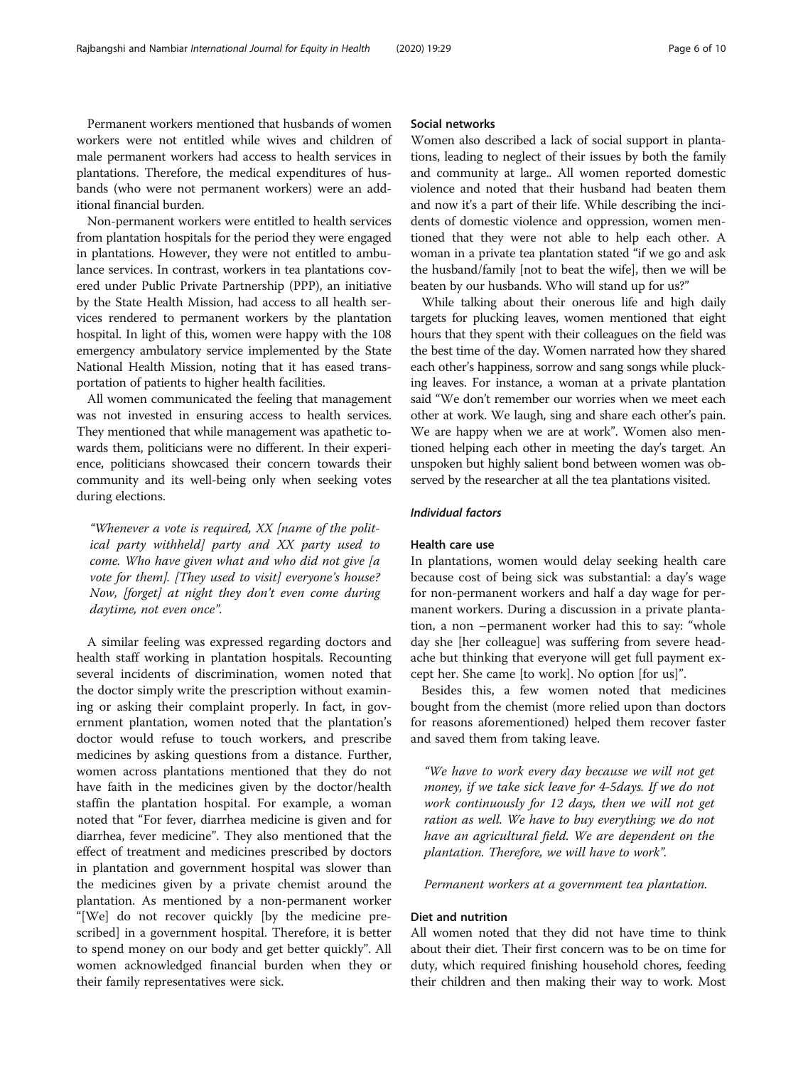Permanent workers mentioned that husbands of women workers were not entitled while wives and children of male permanent workers had access to health services in plantations. Therefore, the medical expenditures of husbands (who were not permanent workers) were an additional financial burden.

Non-permanent workers were entitled to health services from plantation hospitals for the period they were engaged in plantations. However, they were not entitled to ambulance services. In contrast, workers in tea plantations covered under Public Private Partnership (PPP), an initiative by the State Health Mission, had access to all health services rendered to permanent workers by the plantation hospital. In light of this, women were happy with the 108 emergency ambulatory service implemented by the State National Health Mission, noting that it has eased transportation of patients to higher health facilities.

All women communicated the feeling that management was not invested in ensuring access to health services. They mentioned that while management was apathetic towards them, politicians were no different. In their experience, politicians showcased their concern towards their community and its well-being only when seeking votes during elections.

> *"Whenever a vote is required, XX [name of the political party withheld] party and XX party used to come. Who have given what and who did not give [a vote for them]. [They used to visit] everyone's house? Now, [forget] at night they don't even come during daytime, not even once".*

A similar feeling was expressed regarding doctors and health staff working in plantation hospitals. Recounting several incidents of discrimination, women noted that the doctor simply write the prescription without examining or asking their complaint properly. In fact, in government plantation, women noted that the plantation's doctor would refuse to touch workers, and prescribe medicines by asking questions from a distance. Further, women across plantations mentioned that they do not have faith in the medicines given by the doctor/health staffin the plantation hospital. For example, a woman noted that "For fever, diarrhea medicine is given and for diarrhea, fever medicine". They also mentioned that the effect of treatment and medicines prescribed by doctors in plantation and government hospital was slower than the medicines given by a private chemist around the plantation. As mentioned by a non-permanent worker "[We] do not recover quickly [by the medicine prescribed] in a government hospital. Therefore, it is better to spend money on our body and get better quickly". All women acknowledged financial burden when they or their family representatives were sick.

### Social networks

Women also described a lack of social support in plantations, leading to neglect of their issues by both the family and community at large.. All women reported domestic violence and noted that their husband had beaten them and now it's a part of their life. While describing the incidents of domestic violence and oppression, women mentioned that they were not able to help each other. A woman in a private tea plantation stated "if we go and ask the husband/family [not to beat the wife], then we will be beaten by our husbands. Who will stand up for us?"

While talking about their onerous life and high daily targets for plucking leaves, women mentioned that eight hours that they spent with their colleagues on the field was the best time of the day. Women narrated how they shared each other's happiness, sorrow and sang songs while plucking leaves. For instance, a woman at a private plantation said "We don't remember our worries when we meet each other at work. We laugh, sing and share each other's pain. We are happy when we are at work". Women also mentioned helping each other in meeting the day's target. An unspoken but highly salient bond between women was observed by the researcher at all the tea plantations visited.

### *Individual factors*

### Health care use

In plantations, women would delay seeking health care because cost of being sick was substantial: a day's wage for non-permanent workers and half a day wage for permanent workers. During a discussion in a private plantation, a non –permanent worker had this to say: "whole day she [her colleague] was suffering from severe headache but thinking that everyone will get full payment except her. She came [to work]. No option [for us]".

Besides this, a few women noted that medicines bought from the chemist (more relied upon than doctors for reasons aforementioned) helped them recover faster and saved them from taking leave.

> *"We have to work every day because we will not get money, if we take sick leave for 4-5days. If we do not work continuously for 12 days, then we will not get ration as well. We have to buy everything; we do not have an agricultural field. We are dependent on the plantation. Therefore, we will have to work".*
>
> *Permanent workers at a government tea plantation.*

### Diet and nutrition

All women noted that they did not have time to think about their diet. Their first concern was to be on time for duty, which required finishing household chores, feeding their children and then making their way to work. Most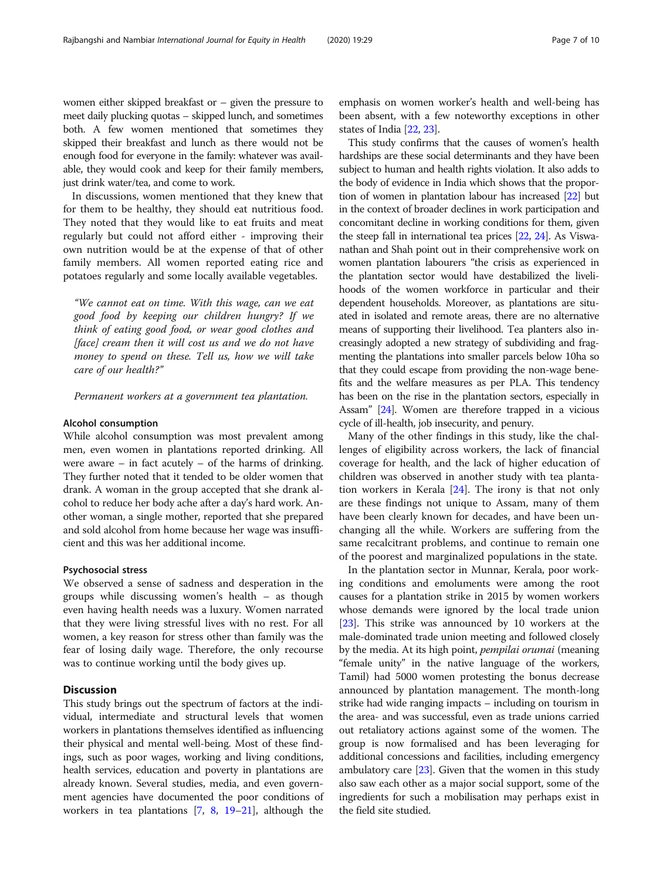women either skipped breakfast or – given the pressure to meet daily plucking quotas – skipped lunch, and sometimes both. A few women mentioned that sometimes they skipped their breakfast and lunch as there would not be enough food for everyone in the family: whatever was available, they would cook and keep for their family members, just drink water/tea, and come to work.

In discussions, women mentioned that they knew that for them to be healthy, they should eat nutritious food. They noted that they would like to eat fruits and meat regularly but could not afford either - improving their own nutrition would be at the expense of that of other family members. All women reported eating rice and potatoes regularly and some locally available vegetables.

> *"We cannot eat on time. With this wage, can we eat good food by keeping our children hungry? If we think of eating good food, or wear good clothes and [face] cream then it will cost us and we do not have money to spend on these. Tell us, how we will take care of our health?"*
>
> *Permanent workers at a government tea plantation.*

### Alcohol consumption

While alcohol consumption was most prevalent among men, even women in plantations reported drinking. All were aware – in fact acutely – of the harms of drinking. They further noted that it tended to be older women that drank. A woman in the group accepted that she drank alcohol to reduce her body ache after a day's hard work. Another woman, a single mother, reported that she prepared and sold alcohol from home because her wage was insufficient and this was her additional income.

### Psychosocial stress

We observed a sense of sadness and desperation in the groups while discussing women's health – as though even having health needs was a luxury. Women narrated that they were living stressful lives with no rest. For all women, a key reason for stress other than family was the fear of losing daily wage. Therefore, the only recourse was to continue working until the body gives up.

## Discussion

This study brings out the spectrum of factors at the individual, intermediate and structural levels that women workers in plantations themselves identified as influencing their physical and mental well-being. Most of these findings, such as poor wages, working and living conditions, health services, education and poverty in plantations are already known. Several studies, media, and even government agencies have documented the poor conditions of workers in tea plantations [7, 8, 19–21], although the emphasis on women worker's health and well-being has been absent, with a few noteworthy exceptions in other states of India [22, 23].

This study confirms that the causes of women's health hardships are these social determinants and they have been subject to human and health rights violation. It also adds to the body of evidence in India which shows that the proportion of women in plantation labour has increased [22] but in the context of broader declines in work participation and concomitant decline in working conditions for them, given the steep fall in international tea prices [22, 24]. As Viswanathan and Shah point out in their comprehensive work on women plantation labourers "the crisis as experienced in the plantation sector would have destabilized the livelihoods of the women workforce in particular and their dependent households. Moreover, as plantations are situated in isolated and remote areas, there are no alternative means of supporting their livelihood. Tea planters also increasingly adopted a new strategy of subdividing and fragmenting the plantations into smaller parcels below 10ha so that they could escape from providing the non-wage benefits and the welfare measures as per PLA. This tendency has been on the rise in the plantation sectors, especially in Assam" [24]. Women are therefore trapped in a vicious cycle of ill-health, job insecurity, and penury.

Many of the other findings in this study, like the challenges of eligibility across workers, the lack of financial coverage for health, and the lack of higher education of children was observed in another study with tea plantation workers in Kerala [24]. The irony is that not only are these findings not unique to Assam, many of them have been clearly known for decades, and have been unchanging all the while. Workers are suffering from the same recalcitrant problems, and continue to remain one of the poorest and marginalized populations in the state.

In the plantation sector in Munnar, Kerala, poor working conditions and emoluments were among the root causes for a plantation strike in 2015 by women workers whose demands were ignored by the local trade union [23]. This strike was announced by 10 workers at the male-dominated trade union meeting and followed closely by the media. At its high point, *pempilai orumai* (meaning "female unity" in the native language of the workers, Tamil) had 5000 women protesting the bonus decrease announced by plantation management. The month-long strike had wide ranging impacts – including on tourism in the area- and was successful, even as trade unions carried out retaliatory actions against some of the women. The group is now formalised and has been leveraging for additional concessions and facilities, including emergency ambulatory care [23]. Given that the women in this study also saw each other as a major social support, some of the ingredients for such a mobilisation may perhaps exist in the field site studied.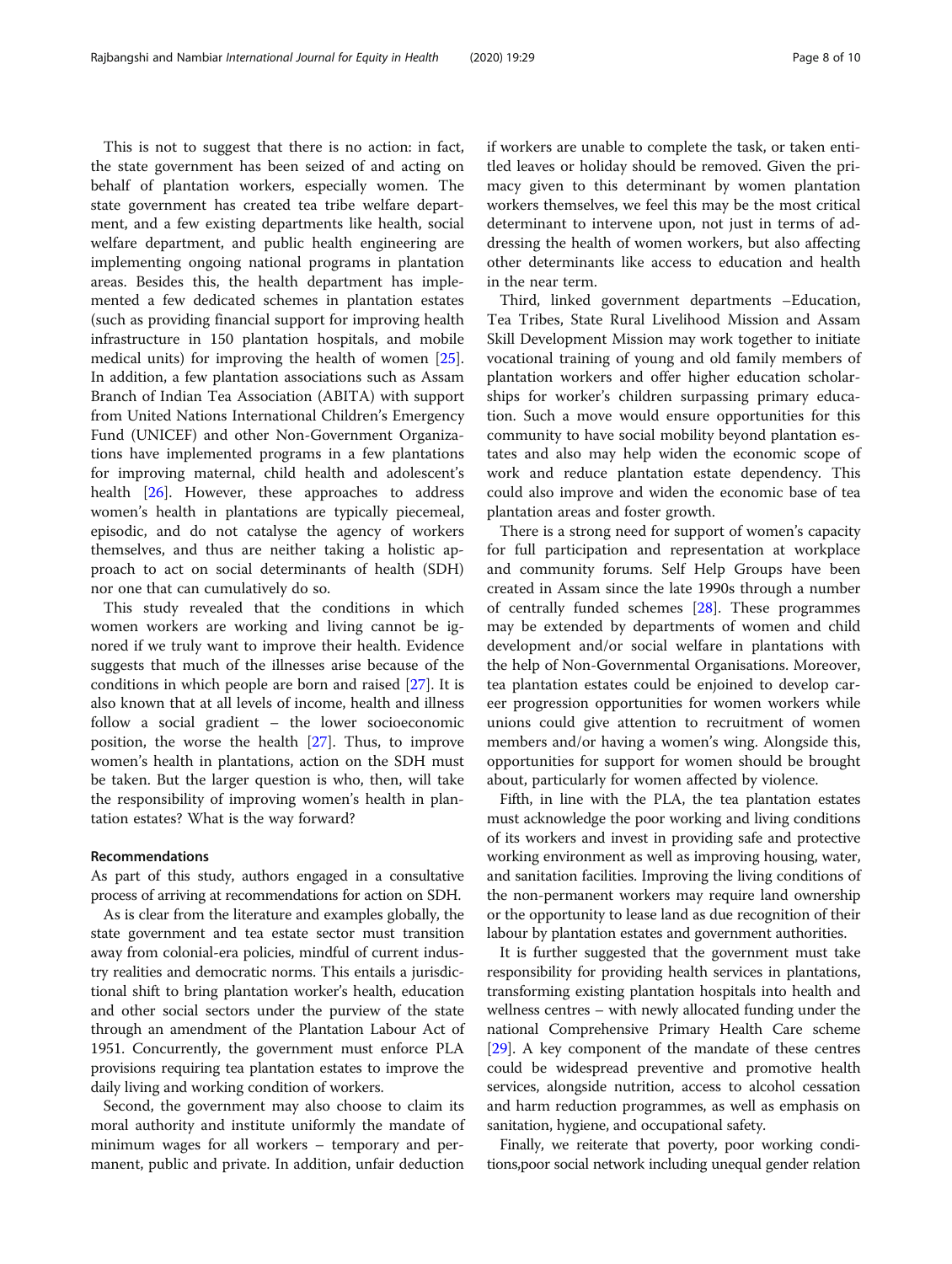This is not to suggest that there is no action: in fact, the state government has been seized of and acting on behalf of plantation workers, especially women. The state government has created tea tribe welfare department, and a few existing departments like health, social welfare department, and public health engineering are implementing ongoing national programs in plantation areas. Besides this, the health department has implemented a few dedicated schemes in plantation estates (such as providing financial support for improving health infrastructure in 150 plantation hospitals, and mobile medical units) for improving the health of women [25]. In addition, a few plantation associations such as Assam Branch of Indian Tea Association (ABITA) with support from United Nations International Children's Emergency Fund (UNICEF) and other Non-Government Organizations have implemented programs in a few plantations for improving maternal, child health and adolescent's health [26]. However, these approaches to address women's health in plantations are typically piecemeal, episodic, and do not catalyse the agency of workers themselves, and thus are neither taking a holistic approach to act on social determinants of health (SDH) nor one that can cumulatively do so.

This study revealed that the conditions in which women workers are working and living cannot be ignored if we truly want to improve their health. Evidence suggests that much of the illnesses arise because of the conditions in which people are born and raised [27]. It is also known that at all levels of income, health and illness follow a social gradient – the lower socioeconomic position, the worse the health [27]. Thus, to improve women's health in plantations, action on the SDH must be taken. But the larger question is who, then, will take the responsibility of improving women's health in plantation estates? What is the way forward?

## Recommendations

As part of this study, authors engaged in a consultative process of arriving at recommendations for action on SDH.

As is clear from the literature and examples globally, the state government and tea estate sector must transition away from colonial-era policies, mindful of current industry realities and democratic norms. This entails a jurisdictional shift to bring plantation worker's health, education and other social sectors under the purview of the state through an amendment of the Plantation Labour Act of 1951. Concurrently, the government must enforce PLA provisions requiring tea plantation estates to improve the daily living and working condition of workers.

Second, the government may also choose to claim its moral authority and institute uniformly the mandate of minimum wages for all workers – temporary and permanent, public and private. In addition, unfair deduction if workers are unable to complete the task, or taken entitled leaves or holiday should be removed. Given the primacy given to this determinant by women plantation workers themselves, we feel this may be the most critical determinant to intervene upon, not just in terms of addressing the health of women workers, but also affecting other determinants like access to education and health in the near term.

Third, linked government departments –Education, Tea Tribes, State Rural Livelihood Mission and Assam Skill Development Mission may work together to initiate vocational training of young and old family members of plantation workers and offer higher education scholarships for worker's children surpassing primary education. Such a move would ensure opportunities for this community to have social mobility beyond plantation estates and also may help widen the economic scope of work and reduce plantation estate dependency. This could also improve and widen the economic base of tea plantation areas and foster growth.

There is a strong need for support of women's capacity for full participation and representation at workplace and community forums. Self Help Groups have been created in Assam since the late 1990s through a number of centrally funded schemes [28]. These programmes may be extended by departments of women and child development and/or social welfare in plantations with the help of Non-Governmental Organisations. Moreover, tea plantation estates could be enjoined to develop career progression opportunities for women workers while unions could give attention to recruitment of women members and/or having a women's wing. Alongside this, opportunities for support for women should be brought about, particularly for women affected by violence.

Fifth, in line with the PLA, the tea plantation estates must acknowledge the poor working and living conditions of its workers and invest in providing safe and protective working environment as well as improving housing, water, and sanitation facilities. Improving the living conditions of the non-permanent workers may require land ownership or the opportunity to lease land as due recognition of their labour by plantation estates and government authorities.

It is further suggested that the government must take responsibility for providing health services in plantations, transforming existing plantation hospitals into health and wellness centres – with newly allocated funding under the national Comprehensive Primary Health Care scheme [29]. A key component of the mandate of these centres could be widespread preventive and promotive health services, alongside nutrition, access to alcohol cessation and harm reduction programmes, as well as emphasis on sanitation, hygiene, and occupational safety.

Finally, we reiterate that poverty, poor working conditions,poor social network including unequal gender relation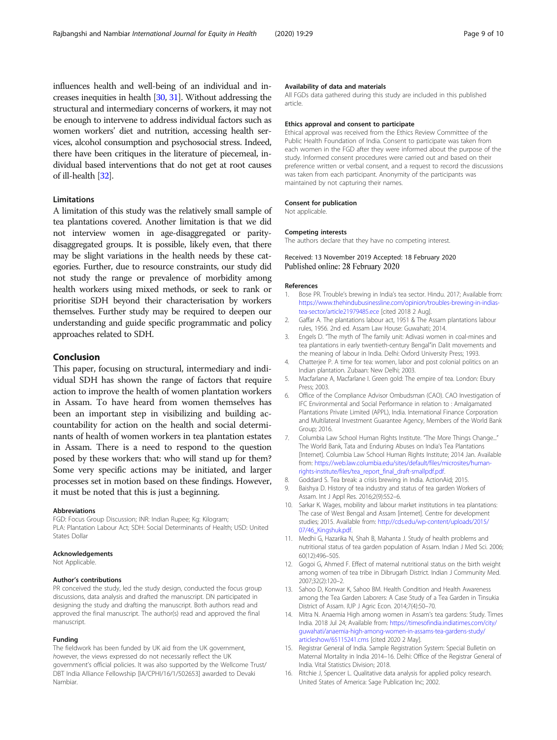influences health and well-being of an individual and increases inequities in health [30, 31]. Without addressing the structural and intermediary concerns of workers, it may not be enough to intervene to address individual factors such as women workers' diet and nutrition, accessing health services, alcohol consumption and psychosocial stress. Indeed, there have been critiques in the literature of piecemeal, individual based interventions that do not get at root causes of ill-health [32].

### Limitations

A limitation of this study was the relatively small sample of tea plantations covered. Another limitation is that we did not interview women in age-disaggregated or parity-disaggregated groups. It is possible, likely even, that there may be slight variations in the health needs by these categories. Further, due to resource constraints, our study did not study the range or prevalence of morbidity among health workers using mixed methods, or seek to rank or prioritise SDH beyond their characterisation by workers themselves. Further study may be required to deepen our understanding and guide specific programmatic and policy approaches related to SDH.

## Conclusion

This paper, focusing on structural, intermediary and individual SDH has shown the range of factors that require action to improve the health of women plantation workers in Assam. To have heard from women themselves has been an important step in visibilizing and building accountability for action on the health and social determinants of health of women workers in tea plantation estates in Assam. There is a need to respond to the question posed by these workers that: who will stand up for them? Some very specific actions may be initiated, and larger processes set in motion based on these findings. However, it must be noted that this is just a beginning.

#### Abbreviations

FGD: Focus Group Discussion; INR: Indian Rupee; Kg: Kilogram; PLA: Plantation Labour Act; SDH: Social Determinants of Health; USD: United States Dollar

#### Acknowledgements

Not Applicable.

#### Author's contributions

PR conceived the study, led the study design, conducted the focus group discussions, data analysis and drafted the manuscript. DN participated in designing the study and drafting the manuscript. Both authors read and approved the final manuscript. The author(s) read and approved the final manuscript.

#### Funding

The fieldwork has been funded by UK aid from the UK government, however, the views expressed do not necessarily reflect the UK government's official policies. It was also supported by the Wellcome Trust/DBT India Alliance Fellowship [IA/CPHI/16/1/502653] awarded to Devaki Nambiar.

#### Availability of data and materials

All FGDs data gathered during this study are included in this published article.

#### Ethics approval and consent to participate

Ethical approval was received from the Ethics Review Committee of the Public Health Foundation of India. Consent to participate was taken from each women in the FGD after they were informed about the purpose of the study. Informed consent procedures were carried out and based on their preference written or verbal consent, and a request to record the discussions was taken from each participant. Anonymity of the participants was maintained by not capturing their names.

#### Consent for publication

Not applicable.

#### Competing interests

The authors declare that they have no competing interest.

Received: 13 November 2019 Accepted: 18 February 2020
Published online: 28 February 2020

#### References

1. Bose PR. Trouble's brewing in India's tea sector. Hindu. 2017; Available from: https://www.thehindubusinessline.com/opinion/troubles-brewing-in-indias-tea-sector/article21979485.ece [cited 2018 2 Aug].
2. Gaffar A. The plantations labour act, 1951 & The Assam plantations labour rules, 1956. 2nd ed. Assam Law House: Guwahati; 2014.
3. Engels D. "The myth of The family unit: Adivasi women in coal-mines and tea plantations in early twentieth-century Bengal"in Dalit movements and the meaning of labour in India. Delhi: Oxford University Press; 1993.
4. Chatterjee P. A time for tea: women, labor and post colonial politics on an Indian plantation. Zubaan: New Delhi; 2003.
5. Macfarlane A, Macfarlane I. Green gold: The empire of tea. London: Ebury Press; 2003.
6. Office of the Compliance Advisor Ombudsman (CAO). CAO Investigation of IFC Environmental and Social Performance in relation to : Amalgamated Plantations Private Limited (APPL), India. International Finance Corporation and Multilateral Investment Guarantee Agency, Members of the World Bank Group; 2016.
7. Columbia Law School Human Rights Institute. "The More Things Change..." The World Bank, Tata and Enduring Abuses on India's Tea Plantations [Internet]. Columbia Law School Human Rights Institute; 2014 Jan. Available from: https://web.law.columbia.edu/sites/default/files/microsites/human-rights-institute/files/tea_report_final_draft-smallpdf.pdf.
8. Goddard S. Tea break: a crisis brewing in India. ActionAid; 2015.
9. Baishya D. History of tea industry and status of tea garden Workers of Assam. Int J Appl Res. 2016;2(9):552–6.
10. Sarkar K. Wages, mobility and labour market institutions in tea plantations: The case of West Bengal and Assam [internet]. Centre for development studies; 2015. Available from: http://cds.edu/wp-content/uploads/2015/07/46_Kingshuk.pdf.
11. Medhi G, Hazarika N, Shah B, Mahanta J. Study of health problems and nutritional status of tea garden population of Assam. Indian J Med Sci. 2006;60(12):496–505.
12. Gogoi G, Ahmed F. Effect of maternal nutritional status on the birth weight among women of tea tribe in Dibrugarh District. Indian J Community Med. 2007;32(2):120–2.
13. Sahoo D, Konwar K, Sahoo BM. Health Condition and Health Awareness among the Tea Garden Laborers: A Case Study of a Tea Garden in Tinsukia District of Assam. IUP J Agric Econ. 2014;7(4):50–70.
14. Mitra N. Anaemia High among women in Assam's tea gardens: Study. Times India. 2018 Jul 24; Available from: https://timesofindia.indiatimes.com/city/guwahati/anaemia-high-among-women-in-assams-tea-gardens-study/articleshow/65115241.cms [cited 2020 2 May].
15. Registrar General of India. Sample Registration System: Special Bulletin on Maternal Mortality in India 2014–16. Delhi: Office of the Registrar General of India. Vital Statistics Division; 2018.
16. Ritchie J, Spencer L. Qualitative data analysis for applied policy research. United States of America: Sage Publication Inc; 2002.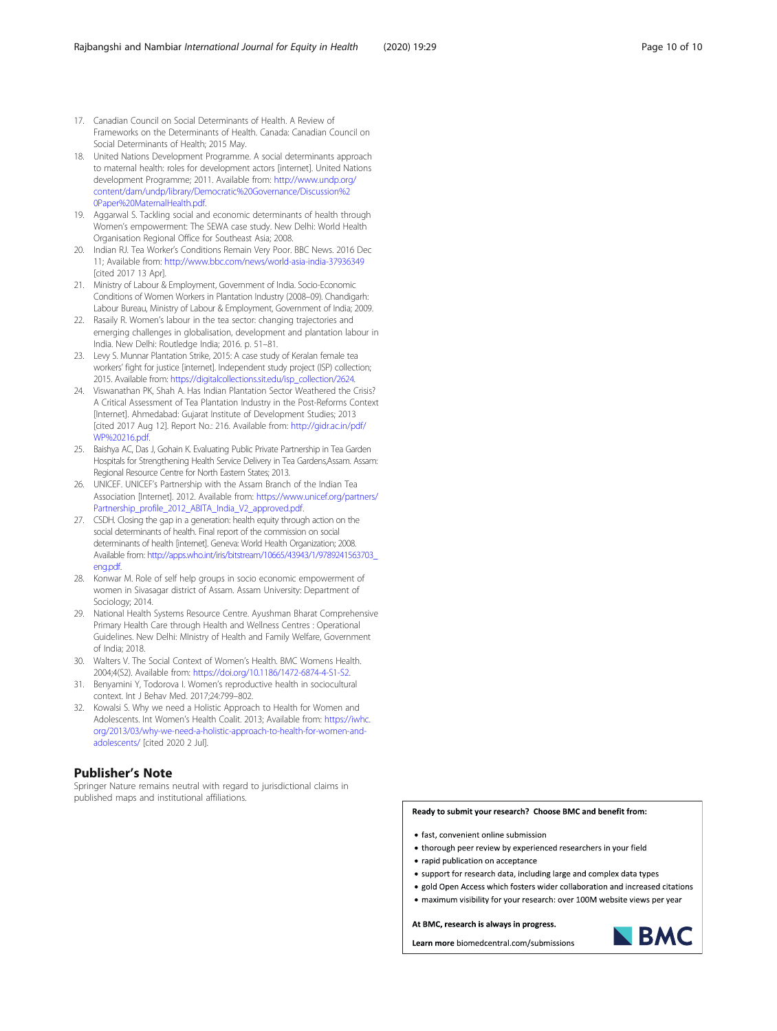17. Canadian Council on Social Determinants of Health. A Review of Frameworks on the Determinants of Health. Canada: Canadian Council on Social Determinants of Health; 2015 May.
18. United Nations Development Programme. A social determinants approach to maternal health: roles for development actors [internet]. United Nations development Programme; 2011. Available from: http://www.undp.org/content/dam/undp/library/Democratic%20Governance/Discussion%20Paper%20MaternalHealth.pdf.
19. Aggarwal S. Tackling social and economic determinants of health through Women's empowerment: The SEWA case study. New Delhi: World Health Organisation Regional Office for Southeast Asia; 2008.
20. Indian RJ. Tea Worker's Conditions Remain Very Poor. BBC News. 2016 Dec 11; Available from: http://www.bbc.com/news/world-asia-india-37936349 [cited 2017 13 Apr].
21. Ministry of Labour & Employment, Government of India. Socio-Economic Conditions of Women Workers in Plantation Industry (2008–09). Chandigarh: Labour Bureau, Ministry of Labour & Employment, Government of India; 2009.
22. Rasaily R. Women's labour in the tea sector: changing trajectories and emerging challenges in globalisation, development and plantation labour in India. New Delhi: Routledge India; 2016. p. 51–81.
23. Levy S. Munnar Plantation Strike, 2015: A case study of Keralan female tea workers' fight for justice [internet]. Independent study project (ISP) collection; 2015. Available from: https://digitalcollections.sit.edu/isp_collection/2624.
24. Viswanathan PK, Shah A. Has Indian Plantation Sector Weathered the Crisis? A Critical Assessment of Tea Plantation Industry in the Post-Reforms Context [Internet]. Ahmedabad: Gujarat Institute of Development Studies; 2013 [cited 2017 Aug 12]. Report No.: 216. Available from: http://gidr.ac.in/pdf/WP%20216.pdf.
25. Baishya AC, Das J, Gohain K. Evaluating Public Private Partnership in Tea Garden Hospitals for Strengthening Health Service Delivery in Tea Gardens,Assam. Assam: Regional Resource Centre for North Eastern States; 2013.
26. UNICEF. UNICEF's Partnership with the Assam Branch of the Indian Tea Association [Internet]. 2012. Available from: https://www.unicef.org/partners/Partnership_profile_2012_ABITA_India_V2_approved.pdf.
27. CSDH. Closing the gap in a generation: health equity through action on the social determinants of health. Final report of the commission on social determinants of health [internet]. Geneva: World Health Organization; 2008. Available from: http://apps.who.int/iris/bitstream/10665/43943/1/9789241563703_eng.pdf.
28. Konwar M. Role of self help groups in socio economic empowerment of women in Sivasagar district of Assam. Assam University: Department of Sociology; 2014.
29. National Health Systems Resource Centre. Ayushman Bharat Comprehensive Primary Health Care through Health and Wellness Centres : Operational Guidelines. New Delhi: MInistry of Health and Family Welfare, Government of India; 2018.
30. Walters V. The Social Context of Women's Health. BMC Womens Health. 2004;4(S2). Available from: https://doi.org/10.1186/1472-6874-4-S1-S2.
31. Benyamini Y, Todorova I. Women's reproductive health in sociocultural context. Int J Behav Med. 2017;24:799–802.
32. Kowalsi S. Why we need a Holistic Approach to Health for Women and Adolescents. Int Women's Health Coalit. 2013; Available from: https://iwhc.org/2013/03/why-we-need-a-holistic-approach-to-health-for-women-and-adolescents/ [cited 2020 2 Jul].

## Publisher's Note

Springer Nature remains neutral with regard to jurisdictional claims in published maps and institutional affiliations.

**Ready to submit your research? Choose BMC and benefit from:**

- fast, convenient online submission
- thorough peer review by experienced researchers in your field
- rapid publication on acceptance
- support for research data, including large and complex data types
- gold Open Access which fosters wider collaboration and increased citations
- maximum visibility for your research: over 100M website views per year

**At BMC, research is always in progress.**

**Learn more** biomedcentral.com/submissions

BMC